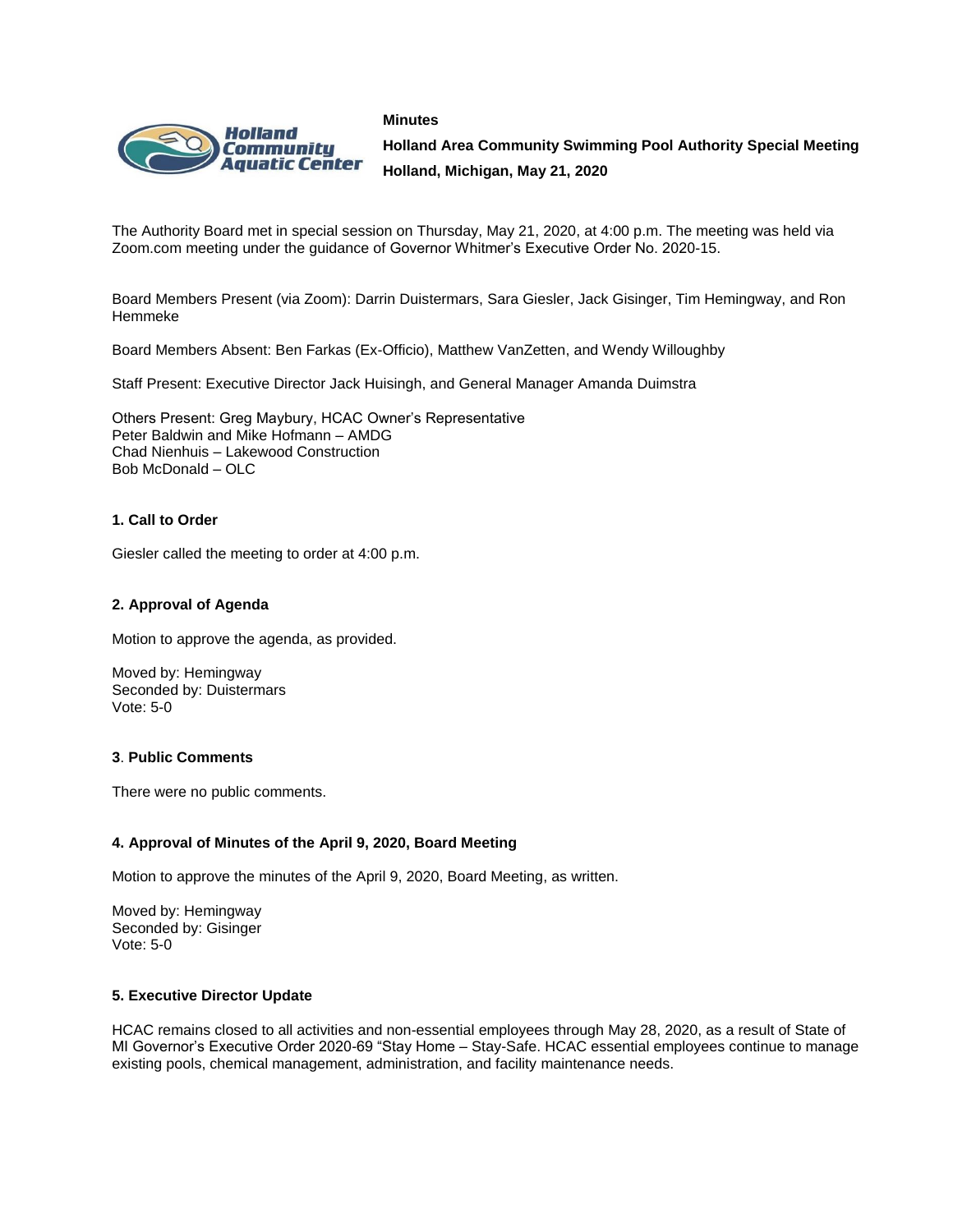**Minutes**

**Holland Area Community Swimming Pool Authority Special Meeting**

**Holland, Michigan, May 21, 2020**

The Authority Board met in special session on Thursday, May 21, 2020, at 4:00 p.m. The meeting was held via Zoom.com meeting under the guidance of Governor Whitmer's Executive Order No. 2020-15.

Board Members Present (via Zoom): Darrin Duistermars, Sara Giesler, Jack Gisinger, Tim Hemingway, and Ron Hemmeke

Board Members Absent: Ben Farkas (Ex-Officio), Matthew VanZetten, and Wendy Willoughby

Staff Present: Executive Director Jack Huisingh, and General Manager Amanda Duimstra

Others Present: Greg Maybury, HCAC Owner's Representative
Peter Baldwin and Mike Hofmann – AMDG
Chad Nienhuis – Lakewood Construction
Bob McDonald – OLC

### 1. Call to Order

Giesler called the meeting to order at 4:00 p.m.

### 2. Approval of Agenda

Motion to approve the agenda, as provided.

Moved by: Hemingway
Seconded by: Duistermars
Vote: 5-0

### 3. Public Comments

There were no public comments.

### 4. Approval of Minutes of the April 9, 2020, Board Meeting

Motion to approve the minutes of the April 9, 2020, Board Meeting, as written.

Moved by: Hemingway
Seconded by: Gisinger
Vote: 5-0

### 5. Executive Director Update

HCAC remains closed to all activities and non-essential employees through May 28, 2020, as a result of State of MI Governor's Executive Order 2020-69 "Stay Home – Stay-Safe. HCAC essential employees continue to manage existing pools, chemical management, administration, and facility maintenance needs.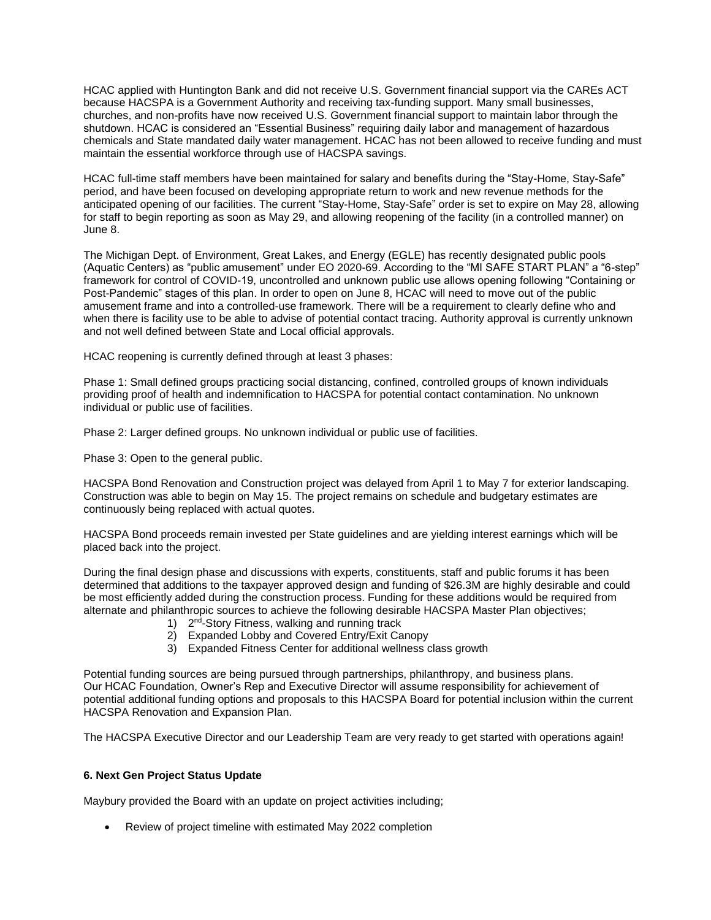HCAC applied with Huntington Bank and did not receive U.S. Government financial support via the CAREs ACT because HACSPA is a Government Authority and receiving tax-funding support. Many small businesses, churches, and non-profits have now received U.S. Government financial support to maintain labor through the shutdown. HCAC is considered an "Essential Business" requiring daily labor and management of hazardous chemicals and State mandated daily water management. HCAC has not been allowed to receive funding and must maintain the essential workforce through use of HACSPA savings.

HCAC full-time staff members have been maintained for salary and benefits during the "Stay-Home, Stay-Safe" period, and have been focused on developing appropriate return to work and new revenue methods for the anticipated opening of our facilities. The current "Stay-Home, Stay-Safe" order is set to expire on May 28, allowing for staff to begin reporting as soon as May 29, and allowing reopening of the facility (in a controlled manner) on June 8.

The Michigan Dept. of Environment, Great Lakes, and Energy (EGLE) has recently designated public pools (Aquatic Centers) as "public amusement" under EO 2020-69. According to the "MI SAFE START PLAN" a "6-step" framework for control of COVID-19, uncontrolled and unknown public use allows opening following "Containing or Post-Pandemic" stages of this plan. In order to open on June 8, HCAC will need to move out of the public amusement frame and into a controlled-use framework. There will be a requirement to clearly define who and when there is facility use to be able to advise of potential contact tracing. Authority approval is currently unknown and not well defined between State and Local official approvals.

HCAC reopening is currently defined through at least 3 phases:

Phase 1: Small defined groups practicing social distancing, confined, controlled groups of known individuals providing proof of health and indemnification to HACSPA for potential contact contamination. No unknown individual or public use of facilities.

Phase 2: Larger defined groups. No unknown individual or public use of facilities.

Phase 3: Open to the general public.

HACSPA Bond Renovation and Construction project was delayed from April 1 to May 7 for exterior landscaping. Construction was able to begin on May 15. The project remains on schedule and budgetary estimates are continuously being replaced with actual quotes.

HACSPA Bond proceeds remain invested per State guidelines and are yielding interest earnings which will be placed back into the project.

During the final design phase and discussions with experts, constituents, staff and public forums it has been determined that additions to the taxpayer approved design and funding of $26.3M are highly desirable and could be most efficiently added during the construction process. Funding for these additions would be required from alternate and philanthropic sources to achieve the following desirable HACSPA Master Plan objectives;

1) 2nd-Story Fitness, walking and running track
2) Expanded Lobby and Covered Entry/Exit Canopy
3) Expanded Fitness Center for additional wellness class growth

Potential funding sources are being pursued through partnerships, philanthropy, and business plans. Our HCAC Foundation, Owner's Rep and Executive Director will assume responsibility for achievement of potential additional funding options and proposals to this HACSPA Board for potential inclusion within the current HACSPA Renovation and Expansion Plan.

The HACSPA Executive Director and our Leadership Team are very ready to get started with operations again!

**6. Next Gen Project Status Update**

Maybury provided the Board with an update on project activities including;

- Review of project timeline with estimated May 2022 completion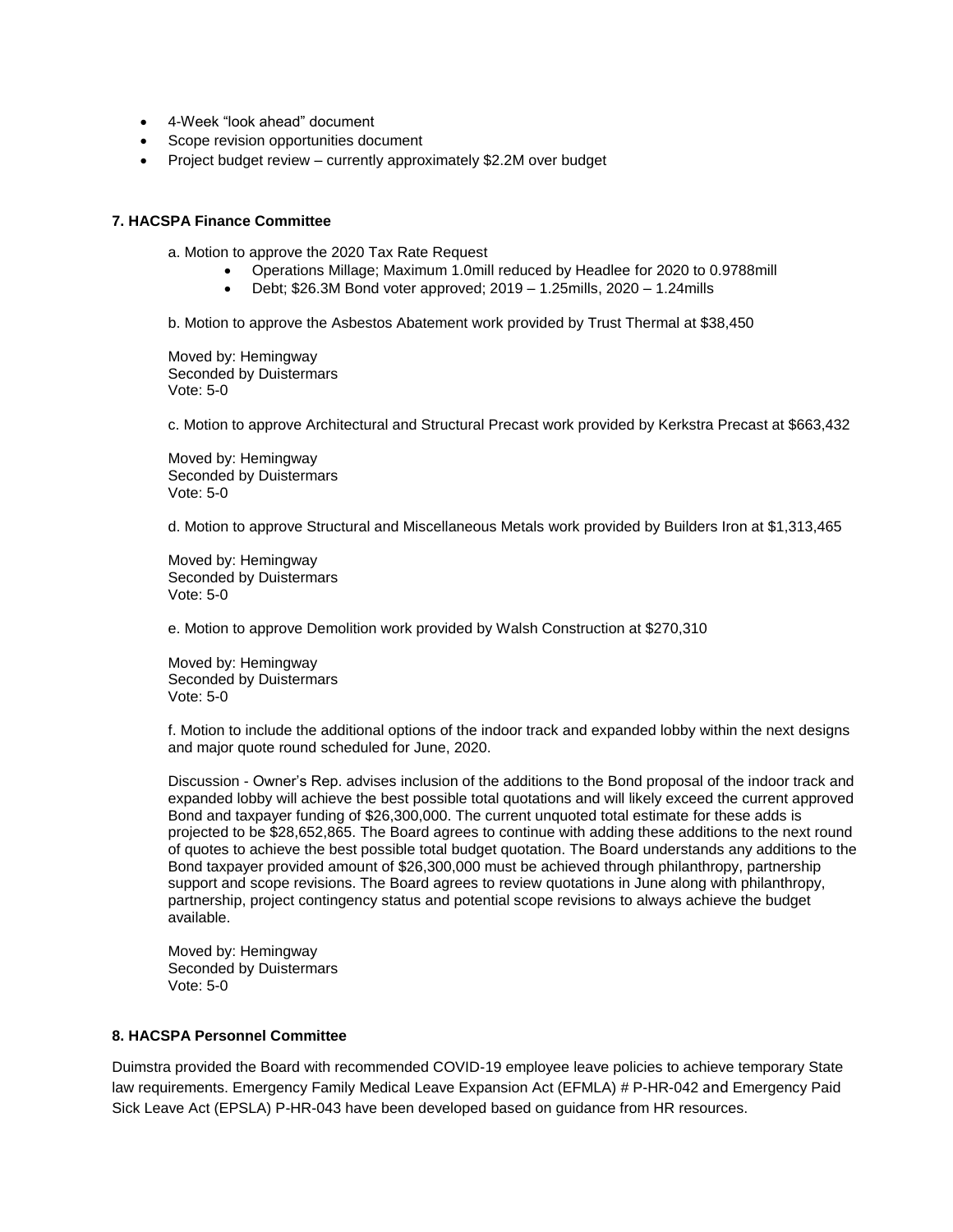- 4-Week "look ahead" document
- Scope revision opportunities document
- Project budget review – currently approximately $2.2M over budget

**7. HACSPA Finance Committee**

a. Motion to approve the 2020 Tax Rate Request

- Operations Millage; Maximum 1.0mill reduced by Headlee for 2020 to 0.9788mill
- Debt; $26.3M Bond voter approved; 2019 – 1.25mills, 2020 – 1.24mills

b. Motion to approve the Asbestos Abatement work provided by Trust Thermal at $38,450

Moved by: Hemingway
Seconded by Duistermars
Vote: 5-0

c. Motion to approve Architectural and Structural Precast work provided by Kerkstra Precast at $663,432

Moved by: Hemingway
Seconded by Duistermars
Vote: 5-0

d. Motion to approve Structural and Miscellaneous Metals work provided by Builders Iron at $1,313,465

Moved by: Hemingway
Seconded by Duistermars
Vote: 5-0

e. Motion to approve Demolition work provided by Walsh Construction at $270,310

Moved by: Hemingway
Seconded by Duistermars
Vote: 5-0

f. Motion to include the additional options of the indoor track and expanded lobby within the next designs and major quote round scheduled for June, 2020.

Discussion - Owner's Rep. advises inclusion of the additions to the Bond proposal of the indoor track and expanded lobby will achieve the best possible total quotations and will likely exceed the current approved Bond and taxpayer funding of $26,300,000. The current unquoted total estimate for these adds is projected to be $28,652,865. The Board agrees to continue with adding these additions to the next round of quotes to achieve the best possible total budget quotation. The Board understands any additions to the Bond taxpayer provided amount of $26,300,000 must be achieved through philanthropy, partnership support and scope revisions. The Board agrees to review quotations in June along with philanthropy, partnership, project contingency status and potential scope revisions to always achieve the budget available.

Moved by: Hemingway
Seconded by Duistermars
Vote: 5-0

**8. HACSPA Personnel Committee**

Duimstra provided the Board with recommended COVID-19 employee leave policies to achieve temporary State law requirements. Emergency Family Medical Leave Expansion Act (EFMLA) # P-HR-042 and Emergency Paid Sick Leave Act (EPSLA) P-HR-043 have been developed based on guidance from HR resources.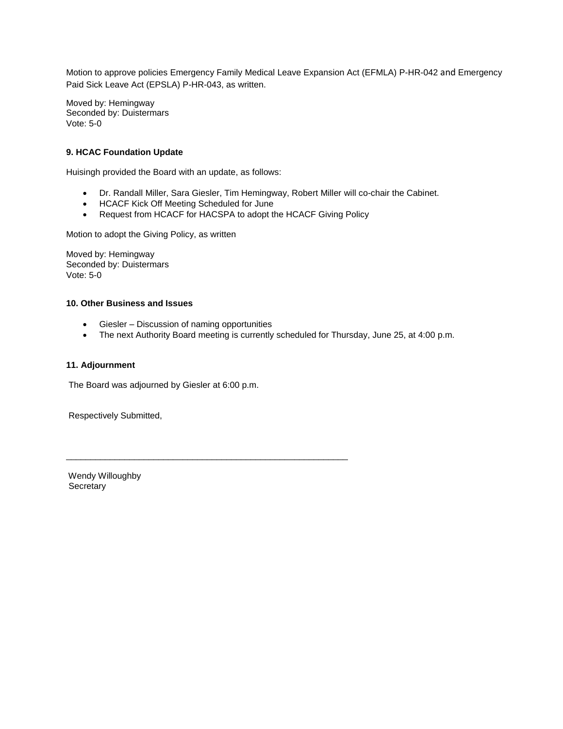Motion to approve policies Emergency Family Medical Leave Expansion Act (EFMLA) P-HR-042 and Emergency Paid Sick Leave Act (EPSLA) P-HR-043, as written.

Moved by: Hemingway
Seconded by: Duistermars
Vote: 5-0

**9. HCAC Foundation Update**

Huisingh provided the Board with an update, as follows:

- Dr. Randall Miller, Sara Giesler, Tim Hemingway, Robert Miller will co-chair the Cabinet.
- HCACF Kick Off Meeting Scheduled for June
- Request from HCACF for HACSPA to adopt the HCACF Giving Policy

Motion to adopt the Giving Policy, as written

Moved by: Hemingway
Seconded by: Duistermars
Vote: 5-0

**10. Other Business and Issues**

- Giesler – Discussion of naming opportunities
- The next Authority Board meeting is currently scheduled for Thursday, June 25, at 4:00 p.m.

**11. Adjournment**

The Board was adjourned by Giesler at 6:00 p.m.

Respectively Submitted,

\_\_\_\_\_\_\_\_\_\_\_\_\_\_\_\_\_\_\_\_\_\_\_\_\_\_\_\_\_\_\_\_\_\_\_\_\_\_\_\_\_\_\_\_\_\_\_\_\_\_\_\_\_\_

Wendy Willoughby
Secretary